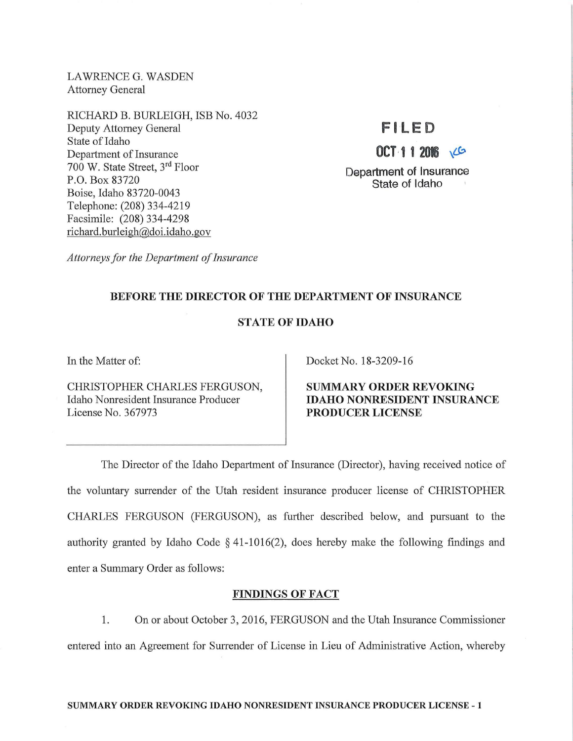LAWRENCE G. WASDEN
Attorney General

RICHARD B. BURLEIGH, ISB No. 4032
Deputy Attorney General
State of Idaho
Department of Insurance
700 W. State Street, 3rd Floor
P.O. Box 83720
Boise, Idaho 83720-0043
Telephone: (208) 334-4219
Facsimile: (208) 334-4298
richard.burleigh@doi.idaho.gov

*Attorneys for the Department of Insurance*

FILED
OCT 1 1 2016
Department of Insurance
State of Idaho

**BEFORE THE DIRECTOR OF THE DEPARTMENT OF INSURANCE**

**STATE OF IDAHO**

| In the Matter of:<br><br>CHRISTOPHER CHARLES FERGUSON,<br>Idaho Nonresident Insurance Producer<br>License No. 367973 | Docket No. 18-3209-16<br><br>**SUMMARY ORDER REVOKING IDAHO NONRESIDENT INSURANCE PRODUCER LICENSE** |
|---|---|

The Director of the Idaho Department of Insurance (Director), having received notice of the voluntary surrender of the Utah resident insurance producer license of CHRISTOPHER CHARLES FERGUSON (FERGUSON), as further described below, and pursuant to the authority granted by Idaho Code § 41-1016(2), does hereby make the following findings and enter a Summary Order as follows:

## FINDINGS OF FACT

1. On or about October 3, 2016, FERGUSON and the Utah Insurance Commissioner entered into an Agreement for Surrender of License in Lieu of Administrative Action, whereby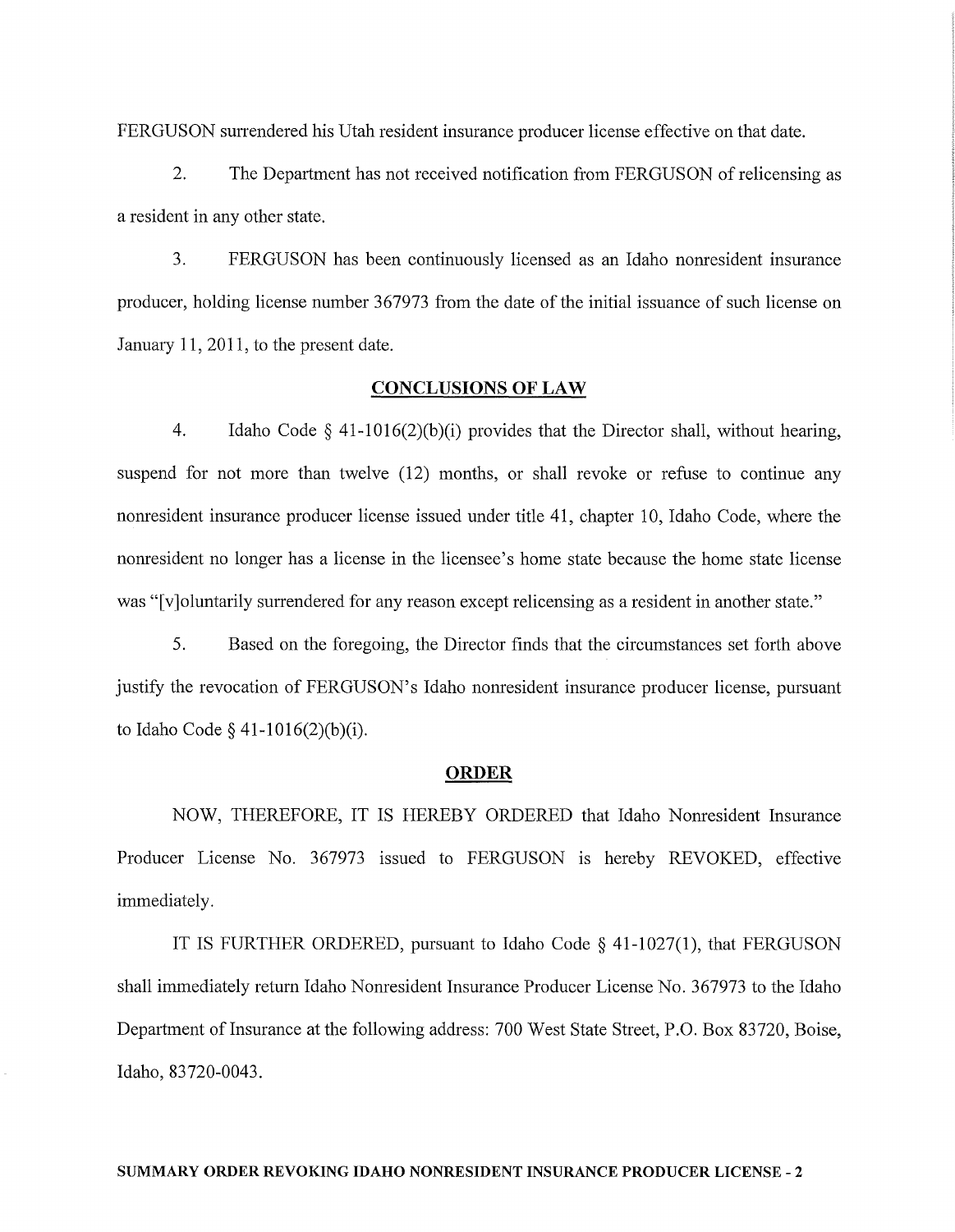FERGUSON surrendered his Utah resident insurance producer license effective on that date.

2. The Department has not received notification from FERGUSON of relicensing as a resident in any other state.

3. FERGUSON has been continuously licensed as an Idaho nonresident insurance producer, holding license number 367973 from the date of the initial issuance of such license on January 11, 2011, to the present date.

## CONCLUSIONS OF LAW

4. Idaho Code § 41-1016(2)(b)(i) provides that the Director shall, without hearing, suspend for not more than twelve (12) months, or shall revoke or refuse to continue any nonresident insurance producer license issued under title 41, chapter 10, Idaho Code, where the nonresident no longer has a license in the licensee's home state because the home state license was "[v]oluntarily surrendered for any reason except relicensing as a resident in another state."

5. Based on the foregoing, the Director finds that the circumstances set forth above justify the revocation of FERGUSON's Idaho nonresident insurance producer license, pursuant to Idaho Code § 41-1016(2)(b)(i).

## ORDER

NOW, THEREFORE, IT IS HEREBY ORDERED that Idaho Nonresident Insurance Producer License No. 367973 issued to FERGUSON is hereby REVOKED, effective immediately.

IT IS FURTHER ORDERED, pursuant to Idaho Code § 41-1027(1), that FERGUSON shall immediately return Idaho Nonresident Insurance Producer License No. 367973 to the Idaho Department of Insurance at the following address: 700 West State Street, P.O. Box 83720, Boise, Idaho, 83720-0043.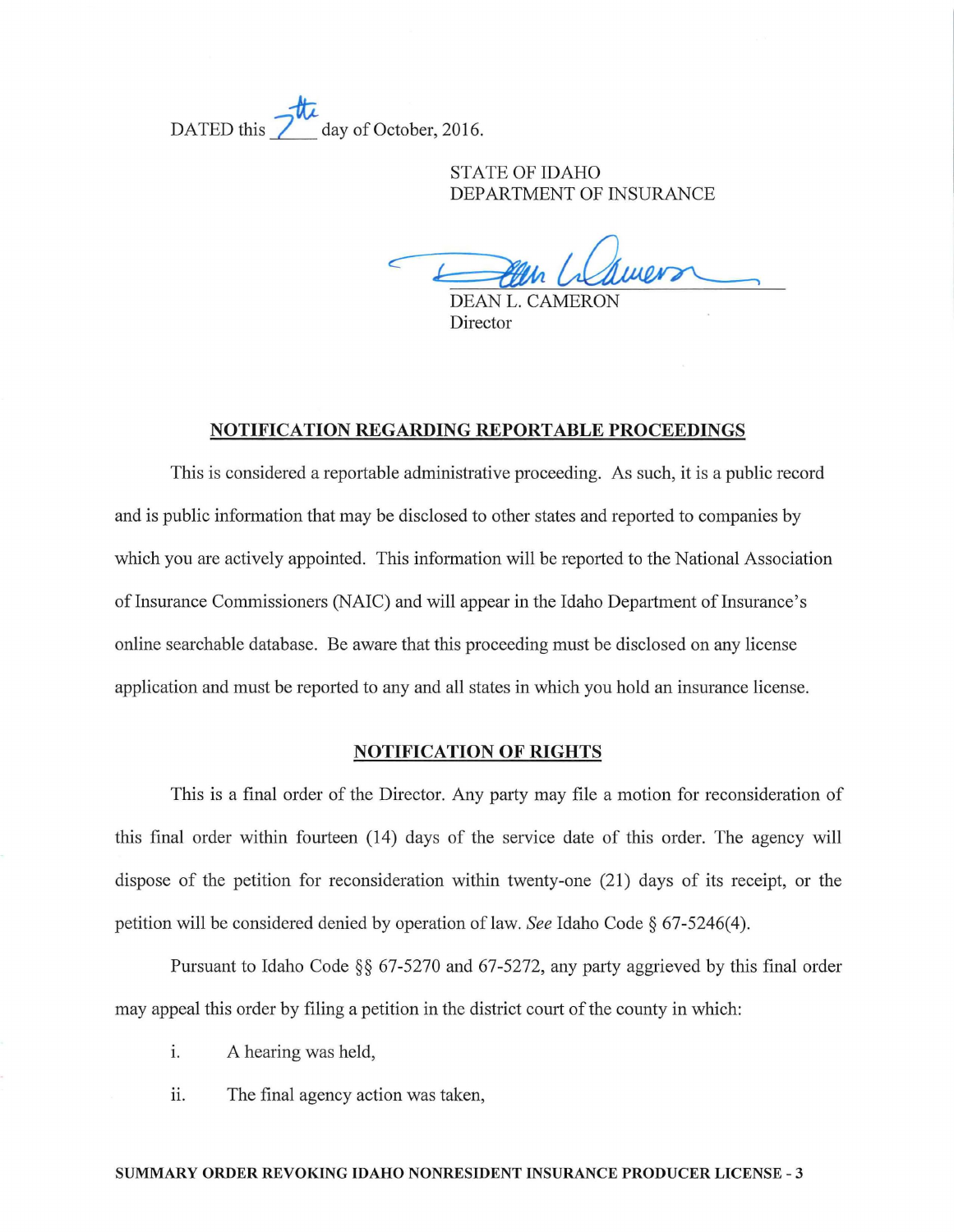DATED this 7th day of October, 2016.

STATE OF IDAHO
DEPARTMENT OF INSURANCE

DEAN L. CAMERON
Director

## NOTIFICATION REGARDING REPORTABLE PROCEEDINGS

This is considered a reportable administrative proceeding. As such, it is a public record and is public information that may be disclosed to other states and reported to companies by which you are actively appointed. This information will be reported to the National Association of Insurance Commissioners (NAIC) and will appear in the Idaho Department of Insurance's online searchable database. Be aware that this proceeding must be disclosed on any license application and must be reported to any and all states in which you hold an insurance license.

## NOTIFICATION OF RIGHTS

This is a final order of the Director. Any party may file a motion for reconsideration of this final order within fourteen (14) days of the service date of this order. The agency will dispose of the petition for reconsideration within twenty-one (21) days of its receipt, or the petition will be considered denied by operation of law. *See* Idaho Code § 67-5246(4).

Pursuant to Idaho Code §§ 67-5270 and 67-5272, any party aggrieved by this final order may appeal this order by filing a petition in the district court of the county in which:

i. A hearing was held,

ii. The final agency action was taken,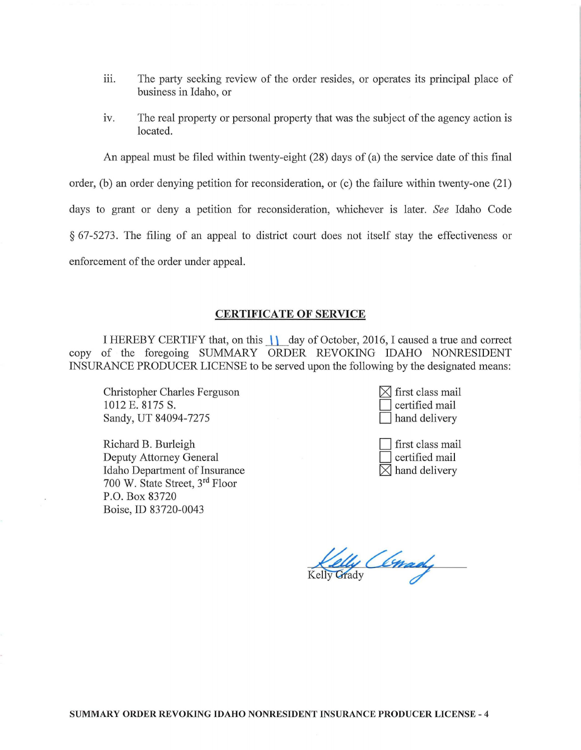iii. The party seeking review of the order resides, or operates its principal place of business in Idaho, or

iv. The real property or personal property that was the subject of the agency action is located.

An appeal must be filed within twenty-eight (28) days of (a) the service date of this final order, (b) an order denying petition for reconsideration, or (c) the failure within twenty-one (21) days to grant or deny a petition for reconsideration, whichever is later. *See* Idaho Code § 67-5273. The filing of an appeal to district court does not itself stay the effectiveness or enforcement of the order under appeal.

## CERTIFICATE OF SERVICE

I HEREBY CERTIFY that, on this 11 day of October, 2016, I caused a true and correct copy of the foregoing SUMMARY ORDER REVOKING IDAHO NONRESIDENT INSURANCE PRODUCER LICENSE to be served upon the following by the designated means:

| | |
|---|---|
| Christopher Charles Ferguson<br>1012 E. 8175 S.<br>Sandy, UT 84094-7275 | ☒ first class mail<br>☐ certified mail<br>☐ hand delivery |
| Richard B. Burleigh<br>Deputy Attorney General<br>Idaho Department of Insurance<br>700 W. State Street, 3rd Floor<br>P.O. Box 83720<br>Boise, ID 83720-0043 | ☐ first class mail<br>☐ certified mail<br>☒ hand delivery |

Kelly Grady